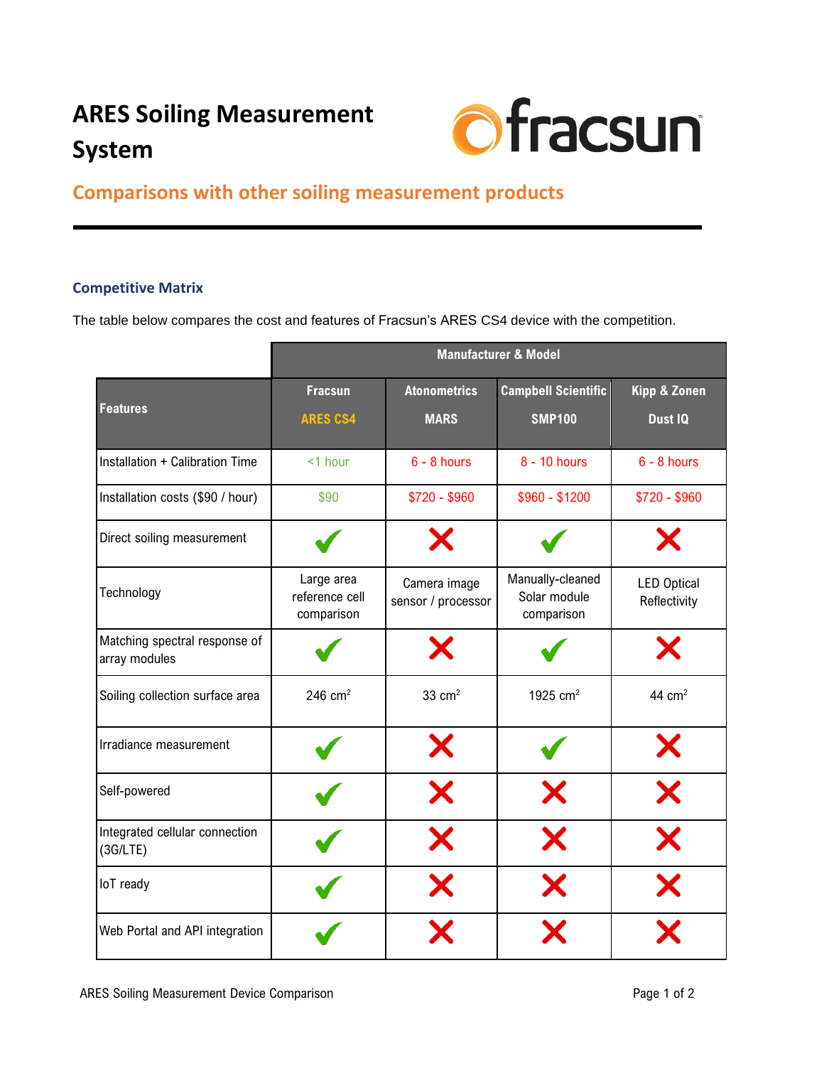# ARES Soiling Measurement System

## Comparisons with other soiling measurement products

### Competitive Matrix

The table below compares the cost and features of Fracsun's ARES CS4 device with the competition.

| | Manufacturer & Model | | | |
|---|---|---|---|---|
| **Features** | **Fracsun** **ARES CS4** | **Atonometrics** **MARS** | **Campbell Scientific** **SMP100** | **Kipp & Zonen** **Dust IQ** |
| Installation + Calibration Time | <1 hour | 6 - 8 hours | 8 - 10 hours | 6 - 8 hours |
| Installation costs ($90 / hour) | $90 | $720 - $960 | $960 - $1200 | $720 - $960 |
| Direct soiling measurement | ✔ | ✘ | ✔ | ✘ |
| Technology | Large area reference cell comparison | Camera image sensor / processor | Manually-cleaned Solar module comparison | LED Optical Reflectivity |
| Matching spectral response of array modules | ✔ | ✘ | ✔ | ✘ |
| Soiling collection surface area | 246 $cm^2$ | 33 $cm^2$ | 1925 $cm^2$ | 44 $cm^2$ |
| Irradiance measurement | ✔ | ✘ | ✔ | ✘ |
| Self-powered | ✔ | ✘ | ✘ | ✘ |
| Integrated cellular connection (3G/LTE) | ✔ | ✘ | ✘ | ✘ |
| IoT ready | ✔ | ✘ | ✘ | ✘ |
| Web Portal and API integration | ✔ | ✘ | ✘ | ✘ |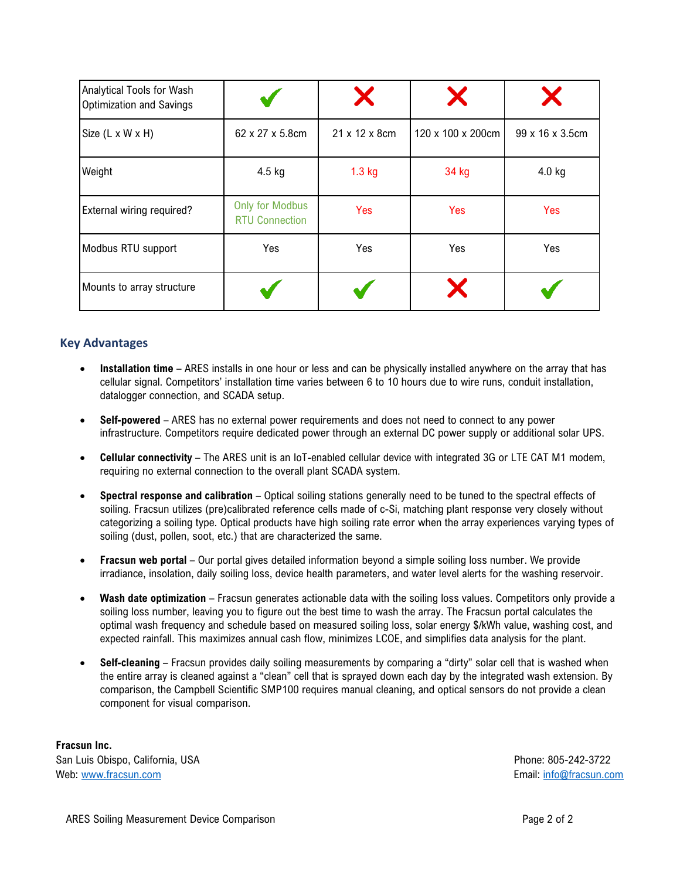| | | | | |
|---|---|---|---|---|
| Analytical Tools for Wash Optimization and Savings | ✔ | ✘ | ✘ | ✘ |
| Size (L x W x H) | 62 x 27 x 5.8cm | 21 x 12 x 8cm | 120 x 100 x 200cm | 99 x 16 x 3.5cm |
| Weight | 4.5 kg | 1.3 kg | 34 kg | 4.0 kg |
| External wiring required? | Only for Modbus RTU Connection | Yes | Yes | Yes |
| Modbus RTU support | Yes | Yes | Yes | Yes |
| Mounts to array structure | ✔ | ✔ | ✘ | ✔ |

## Key Advantages

- **Installation time** – ARES installs in one hour or less and can be physically installed anywhere on the array that has cellular signal. Competitors' installation time varies between 6 to 10 hours due to wire runs, conduit installation, datalogger connection, and SCADA setup.
- **Self-powered** – ARES has no external power requirements and does not need to connect to any power infrastructure. Competitors require dedicated power through an external DC power supply or additional solar UPS.
- **Cellular connectivity** – The ARES unit is an IoT-enabled cellular device with integrated 3G or LTE CAT M1 modem, requiring no external connection to the overall plant SCADA system.
- **Spectral response and calibration** – Optical soiling stations generally need to be tuned to the spectral effects of soiling. Fracsun utilizes (pre)calibrated reference cells made of c-Si, matching plant response very closely without categorizing a soiling type. Optical products have high soiling rate error when the array experiences varying types of soiling (dust, pollen, soot, etc.) that are characterized the same.
- **Fracsun web portal** – Our portal gives detailed information beyond a simple soiling loss number. We provide irradiance, insolation, daily soiling loss, device health parameters, and water level alerts for the washing reservoir.
- **Wash date optimization** – Fracsun generates actionable data with the soiling loss values. Competitors only provide a soiling loss number, leaving you to figure out the best time to wash the array. The Fracsun portal calculates the optimal wash frequency and schedule based on measured soiling loss, solar energy $/kWh value, washing cost, and expected rainfall. This maximizes annual cash flow, minimizes LCOE, and simplifies data analysis for the plant.
- **Self-cleaning** – Fracsun provides daily soiling measurements by comparing a "dirty" solar cell that is washed when the entire array is cleaned against a "clean" cell that is sprayed down each day by the integrated wash extension. By comparison, the Campbell Scientific SMP100 requires manual cleaning, and optical sensors do not provide a clean component for visual comparison.

**Fracsun Inc.**
San Luis Obispo, California, USA
Web: [www.fracsun.com](http://www.fracsun.com)

Phone: 805-242-3722
Email: [info@fracsun.com](mailto:info@fracsun.com)